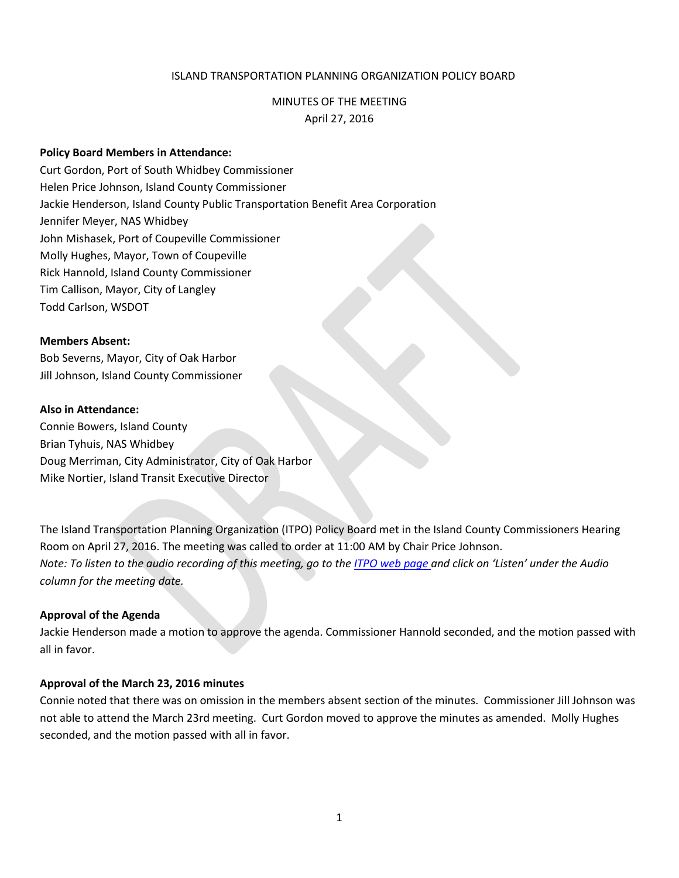ISLAND TRANSPORTATION PLANNING ORGANIZATION POLICY BOARD

MINUTES OF THE MEETING
April 27, 2016

**Policy Board Members in Attendance:**
Curt Gordon, Port of South Whidbey Commissioner
Helen Price Johnson, Island County Commissioner
Jackie Henderson, Island County Public Transportation Benefit Area Corporation
Jennifer Meyer, NAS Whidbey
John Mishasek, Port of Coupeville Commissioner
Molly Hughes, Mayor, Town of Coupeville
Rick Hannold, Island County Commissioner
Tim Callison, Mayor, City of Langley
Todd Carlson, WSDOT

**Members Absent:**
Bob Severns, Mayor, City of Oak Harbor
Jill Johnson, Island County Commissioner

**Also in Attendance:**
Connie Bowers, Island County
Brian Tyhuis, NAS Whidbey
Doug Merriman, City Administrator, City of Oak Harbor
Mike Nortier, Island Transit Executive Director

The Island Transportation Planning Organization (ITPO) Policy Board met in the Island County Commissioners Hearing Room on April 27, 2016. The meeting was called to order at 11:00 AM by Chair Price Johnson.
*Note: To listen to the audio recording of this meeting, go to the ITPO web page and click on 'Listen' under the Audio column for the meeting date.*

**Approval of the Agenda**
Jackie Henderson made a motion to approve the agenda. Commissioner Hannold seconded, and the motion passed with all in favor.

**Approval of the March 23, 2016 minutes**
Connie noted that there was on omission in the members absent section of the minutes. Commissioner Jill Johnson was not able to attend the March 23rd meeting. Curt Gordon moved to approve the minutes as amended. Molly Hughes seconded, and the motion passed with all in favor.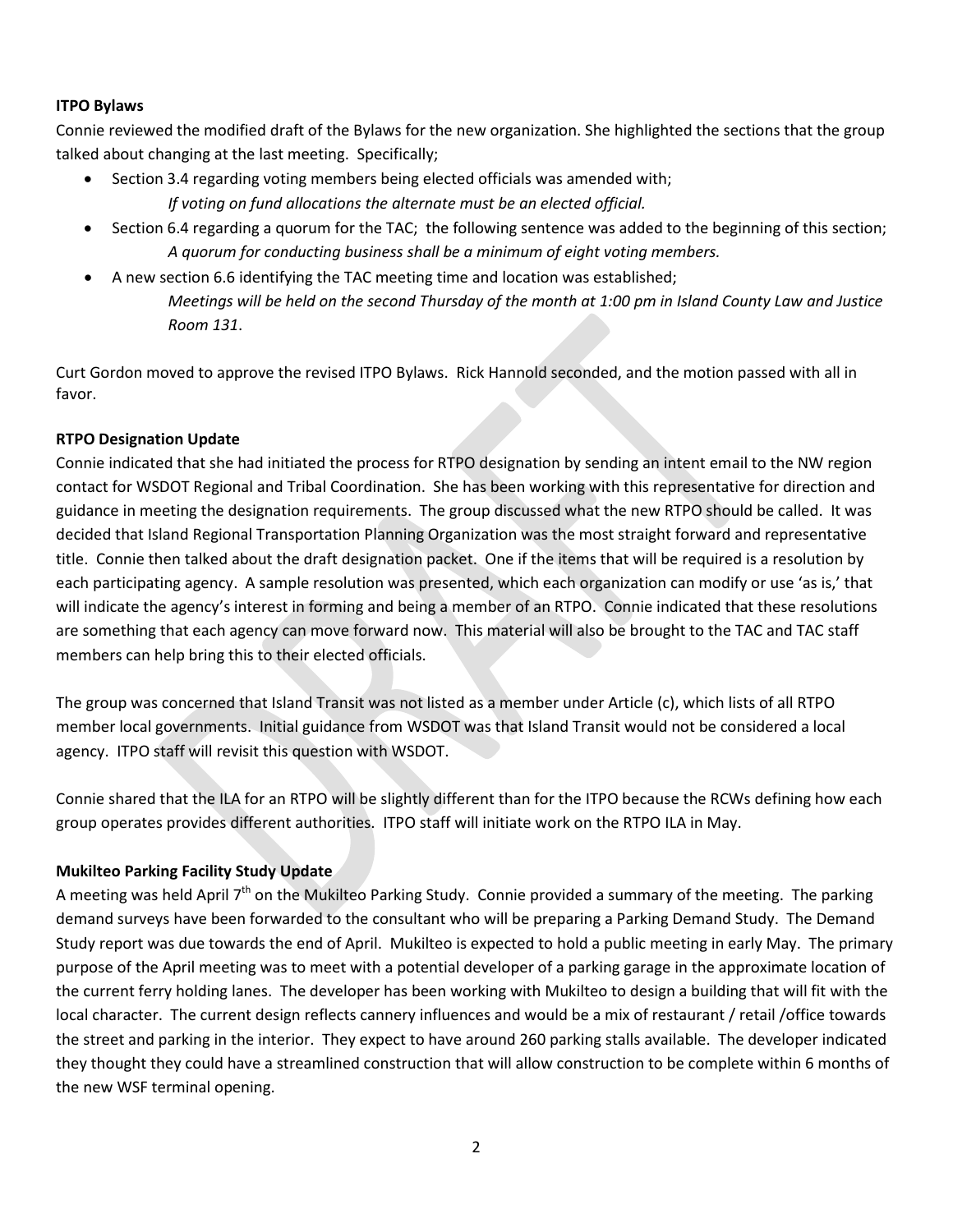**ITPO Bylaws**

Connie reviewed the modified draft of the Bylaws for the new organization. She highlighted the sections that the group talked about changing at the last meeting. Specifically;

- Section 3.4 regarding voting members being elected officials was amended with;
  *If voting on fund allocations the alternate must be an elected official.*
- Section 6.4 regarding a quorum for the TAC; the following sentence was added to the beginning of this section;
  *A quorum for conducting business shall be a minimum of eight voting members.*
- A new section 6.6 identifying the TAC meeting time and location was established;
  *Meetings will be held on the second Thursday of the month at 1:00 pm in Island County Law and Justice Room 131*.

Curt Gordon moved to approve the revised ITPO Bylaws. Rick Hannold seconded, and the motion passed with all in favor.

**RTPO Designation Update**

Connie indicated that she had initiated the process for RTPO designation by sending an intent email to the NW region contact for WSDOT Regional and Tribal Coordination. She has been working with this representative for direction and guidance in meeting the designation requirements. The group discussed what the new RTPO should be called. It was decided that Island Regional Transportation Planning Organization was the most straight forward and representative title. Connie then talked about the draft designation packet. One if the items that will be required is a resolution by each participating agency. A sample resolution was presented, which each organization can modify or use 'as is,' that will indicate the agency's interest in forming and being a member of an RTPO. Connie indicated that these resolutions are something that each agency can move forward now. This material will also be brought to the TAC and TAC staff members can help bring this to their elected officials.

The group was concerned that Island Transit was not listed as a member under Article (c), which lists of all RTPO member local governments. Initial guidance from WSDOT was that Island Transit would not be considered a local agency. ITPO staff will revisit this question with WSDOT.

Connie shared that the ILA for an RTPO will be slightly different than for the ITPO because the RCWs defining how each group operates provides different authorities. ITPO staff will initiate work on the RTPO ILA in May.

**Mukilteo Parking Facility Study Update**

A meeting was held April 7th on the Mukilteo Parking Study. Connie provided a summary of the meeting. The parking demand surveys have been forwarded to the consultant who will be preparing a Parking Demand Study. The Demand Study report was due towards the end of April. Mukilteo is expected to hold a public meeting in early May. The primary purpose of the April meeting was to meet with a potential developer of a parking garage in the approximate location of the current ferry holding lanes. The developer has been working with Mukilteo to design a building that will fit with the local character. The current design reflects cannery influences and would be a mix of restaurant / retail /office towards the street and parking in the interior. They expect to have around 260 parking stalls available. The developer indicated they thought they could have a streamlined construction that will allow construction to be complete within 6 months of the new WSF terminal opening.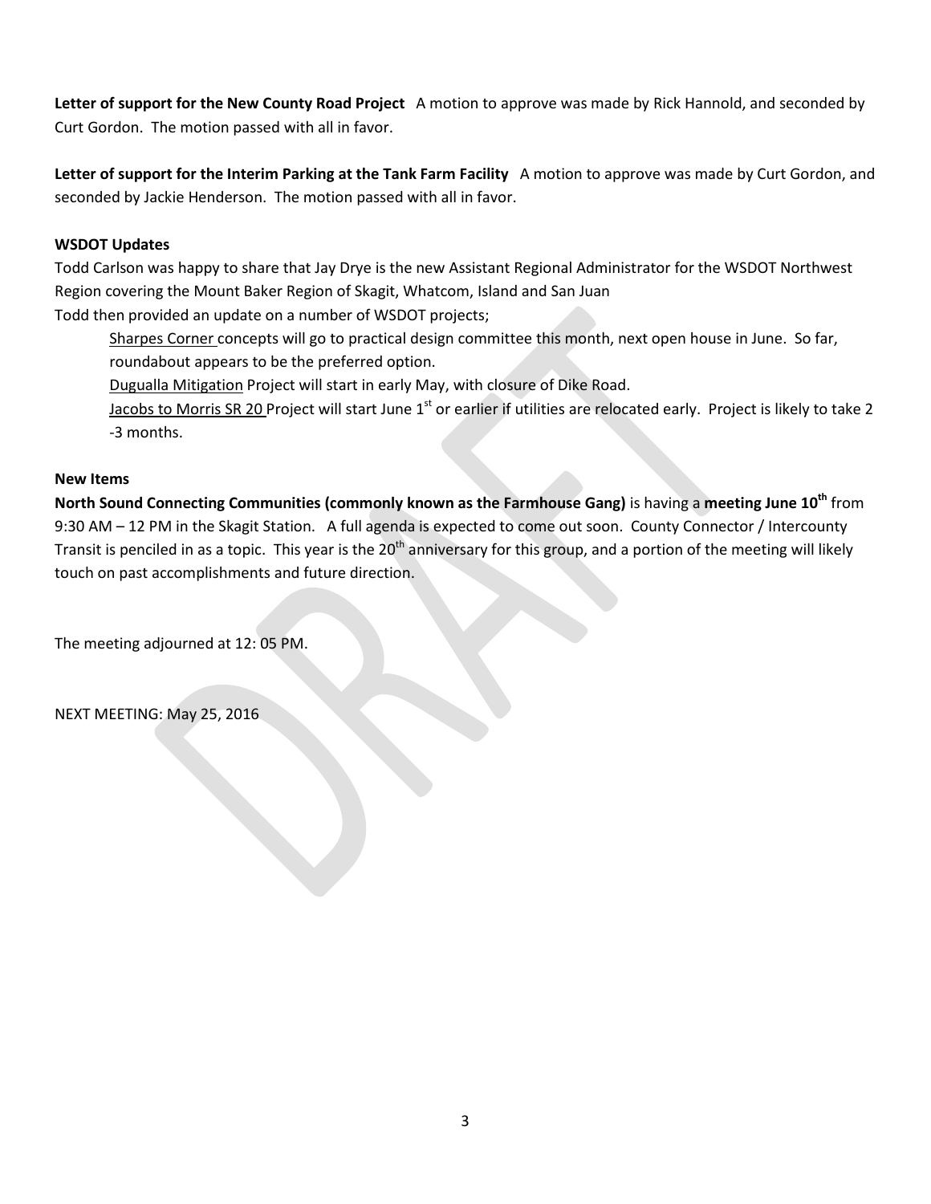**Letter of support for the New County Road Project** A motion to approve was made by Rick Hannold, and seconded by Curt Gordon. The motion passed with all in favor.

**Letter of support for the Interim Parking at the Tank Farm Facility** A motion to approve was made by Curt Gordon, and seconded by Jackie Henderson. The motion passed with all in favor.

**WSDOT Updates**

Todd Carlson was happy to share that Jay Drye is the new Assistant Regional Administrator for the WSDOT Northwest Region covering the Mount Baker Region of Skagit, Whatcom, Island and San Juan

Todd then provided an update on a number of WSDOT projects;

Sharpes Corner concepts will go to practical design committee this month, next open house in June. So far, roundabout appears to be the preferred option.

Dugualla Mitigation Project will start in early May, with closure of Dike Road.

Jacobs to Morris SR 20 Project will start June 1st or earlier if utilities are relocated early. Project is likely to take 2 -3 months.

**New Items**

**North Sound Connecting Communities (commonly known as the Farmhouse Gang)** is having a **meeting June 10th** from 9:30 AM – 12 PM in the Skagit Station. A full agenda is expected to come out soon. County Connector / Intercounty Transit is penciled in as a topic. This year is the 20th anniversary for this group, and a portion of the meeting will likely touch on past accomplishments and future direction.

The meeting adjourned at 12: 05 PM.

NEXT MEETING: May 25, 2016